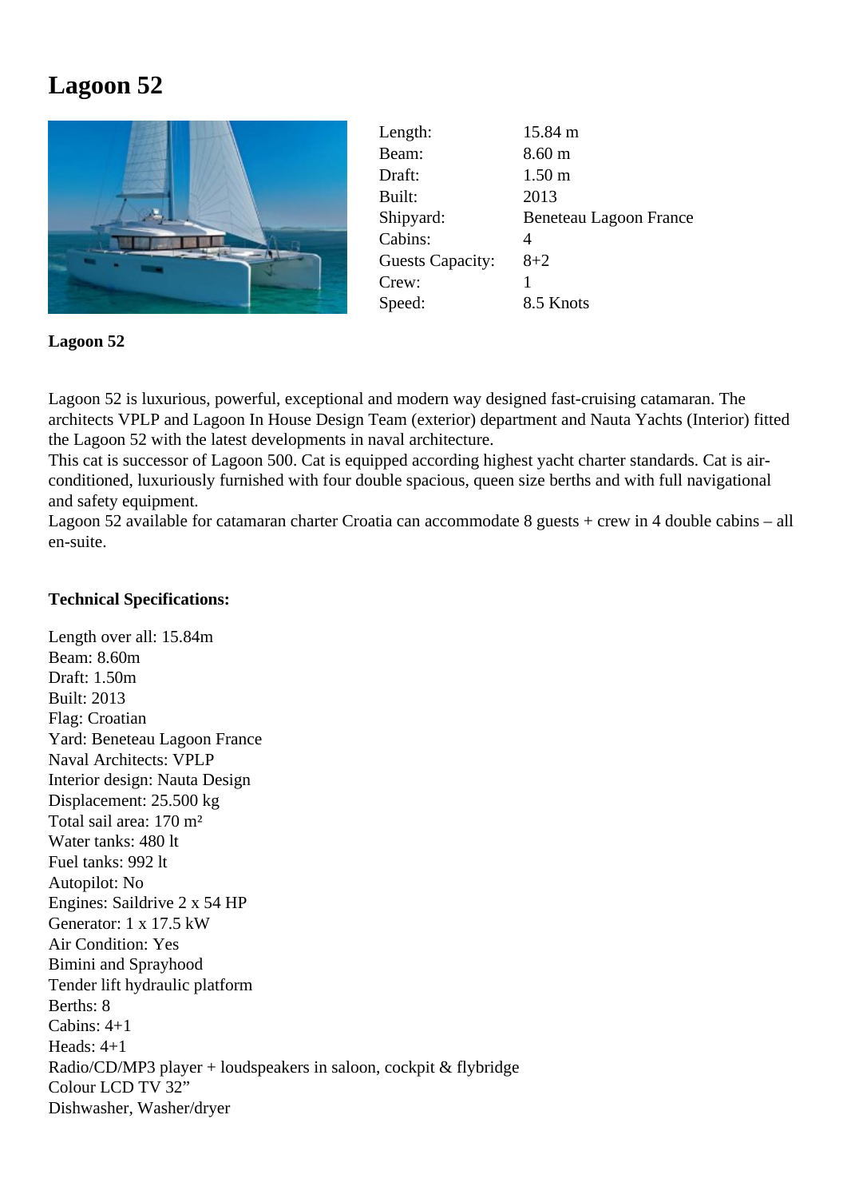# Lagoon 52

| | |
|---|---|
| Length: | 15.84 m |
| Beam: | 8.60 m |
| Draft: | 1.50 m |
| Built: | 2013 |
| Shipyard: | Beneteau Lagoon France |
| Cabins: | 4 |
| Guests Capacity: | 8+2 |
| Crew: | 1 |
| Speed: | 8.5 Knots |

**Lagoon 52**

Lagoon 52 is luxurious, powerful, exceptional and modern way designed fast-cruising catamaran. The architects VPLP and Lagoon In House Design Team (exterior) department and Nauta Yachts (Interior) fitted the Lagoon 52 with the latest developments in naval architecture.
This cat is successor of Lagoon 500. Cat is equipped according highest yacht charter standards. Cat is air-conditioned, luxuriously furnished with four double spacious, queen size berths and with full navigational and safety equipment.
Lagoon 52 available for catamaran charter Croatia can accommodate 8 guests + crew in 4 double cabins – all en-suite.

**Technical Specifications:**

Length over all: 15.84m
Beam: 8.60m
Draft: 1.50m
Built: 2013
Flag: Croatian
Yard: Beneteau Lagoon France
Naval Architects: VPLP
Interior design: Nauta Design
Displacement: 25.500 kg
Total sail area: 170 m²
Water tanks: 480 lt
Fuel tanks: 992 lt
Autopilot: No
Engines: Saildrive 2 x 54 HP
Generator: 1 x 17.5 kW
Air Condition: Yes
Bimini and Sprayhood
Tender lift hydraulic platform
Berths: 8
Cabins: 4+1
Heads: 4+1
Radio/CD/MP3 player + loudspeakers in saloon, cockpit & flybridge
Colour LCD TV 32”
Dishwasher, Washer/dryer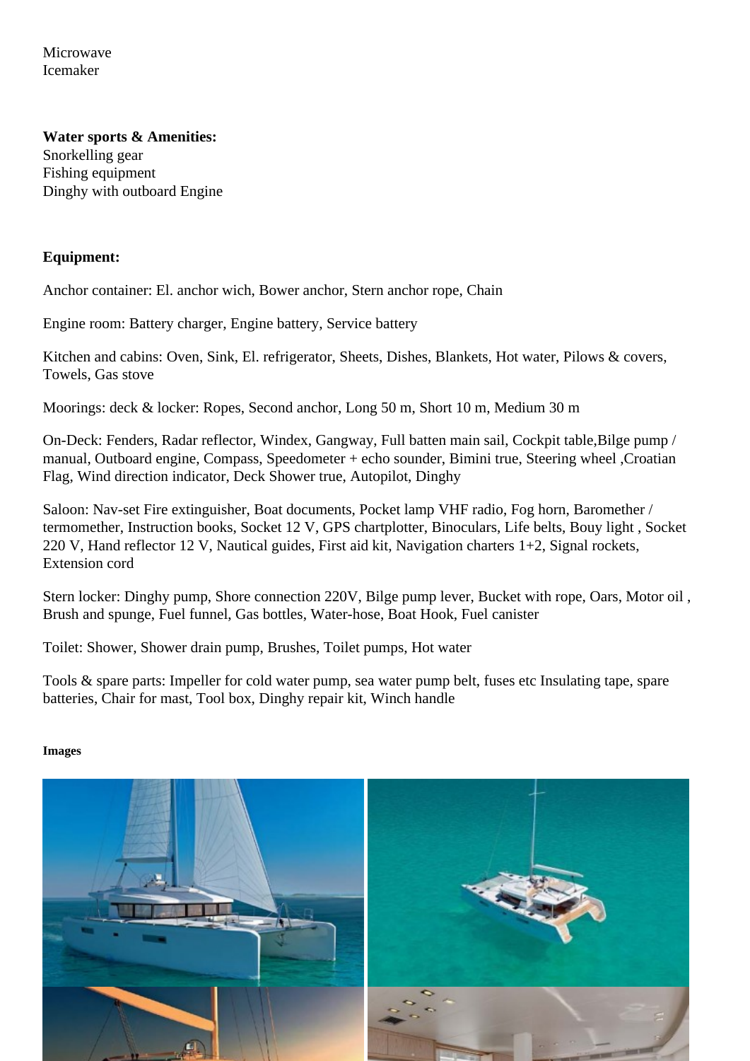Microwave
Icemaker

**Water sports & Amenities:**
Snorkelling gear
Fishing equipment
Dinghy with outboard Engine

**Equipment:**

Anchor container: El. anchor wich, Bower anchor, Stern anchor rope, Chain

Engine room: Battery charger, Engine battery, Service battery

Kitchen and cabins: Oven, Sink, El. refrigerator, Sheets, Dishes, Blankets, Hot water, Pilows & covers, Towels, Gas stove

Moorings: deck & locker: Ropes, Second anchor, Long 50 m, Short 10 m, Medium 30 m

On-Deck: Fenders, Radar reflector, Windex, Gangway, Full batten main sail, Cockpit table,Bilge pump / manual, Outboard engine, Compass, Speedometer + echo sounder, Bimini true, Steering wheel ,Croatian Flag, Wind direction indicator, Deck Shower true, Autopilot, Dinghy

Saloon: Nav-set Fire extinguisher, Boat documents, Pocket lamp VHF radio, Fog horn, Baromether / termomether, Instruction books, Socket 12 V, GPS chartplotter, Binoculars, Life belts, Bouy light , Socket 220 V, Hand reflector 12 V, Nautical guides, First aid kit, Navigation charters 1+2, Signal rockets, Extension cord

Stern locker: Dinghy pump, Shore connection 220V, Bilge pump lever, Bucket with rope, Oars, Motor oil , Brush and spunge, Fuel funnel, Gas bottles, Water-hose, Boat Hook, Fuel canister

Toilet: Shower, Shower drain pump, Brushes, Toilet pumps, Hot water

Tools & spare parts: Impeller for cold water pump, sea water pump belt, fuses etc Insulating tape, spare batteries, Chair for mast, Tool box, Dinghy repair kit, Winch handle

**Images**